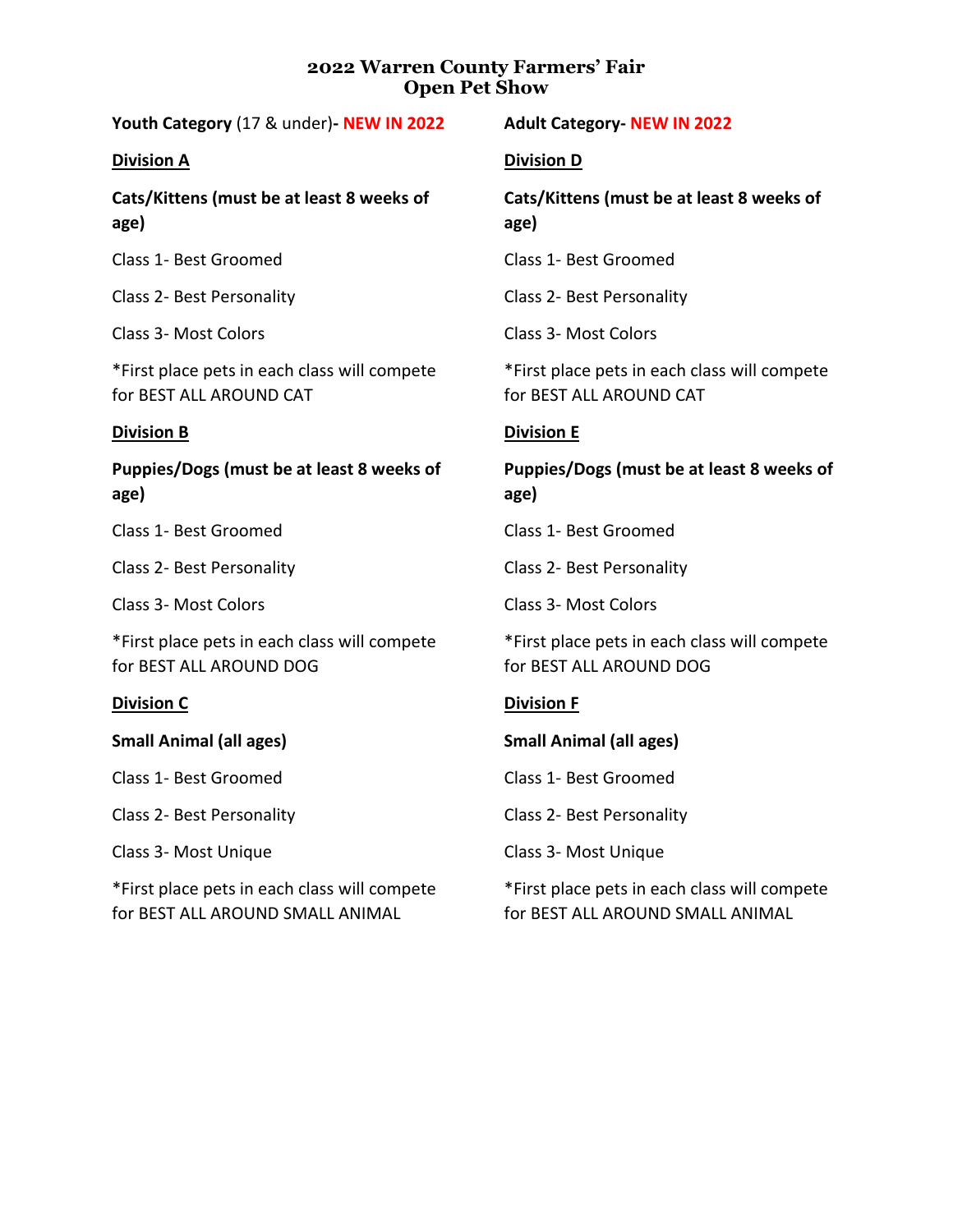# 2022 Warren County Farmers' Fair
# Open Pet Show

## **Youth Category** (17 & under)**- NEW IN 2022**

### **Division A**

**Cats/Kittens (must be at least 8 weeks of age)**

Class 1- Best Groomed

Class 2- Best Personality

Class 3- Most Colors

*First place pets in each class will compete for BEST ALL AROUND CAT

### **Division B**

**Puppies/Dogs (must be at least 8 weeks of age)**

Class 1- Best Groomed

Class 2- Best Personality

Class 3- Most Colors

*First place pets in each class will compete for BEST ALL AROUND DOG

### **Division C**

**Small Animal (all ages)**

Class 1- Best Groomed

Class 2- Best Personality

Class 3- Most Unique

*First place pets in each class will compete for BEST ALL AROUND SMALL ANIMAL

## **Adult Category- NEW IN 2022**

### **Division D**

**Cats/Kittens (must be at least 8 weeks of age)**

Class 1- Best Groomed

Class 2- Best Personality

Class 3- Most Colors

*First place pets in each class will compete for BEST ALL AROUND CAT

### **Division E**

**Puppies/Dogs (must be at least 8 weeks of age)**

Class 1- Best Groomed

Class 2- Best Personality

Class 3- Most Colors

*First place pets in each class will compete for BEST ALL AROUND DOG

### **Division F**

**Small Animal (all ages)**

Class 1- Best Groomed

Class 2- Best Personality

Class 3- Most Unique

*First place pets in each class will compete for BEST ALL AROUND SMALL ANIMAL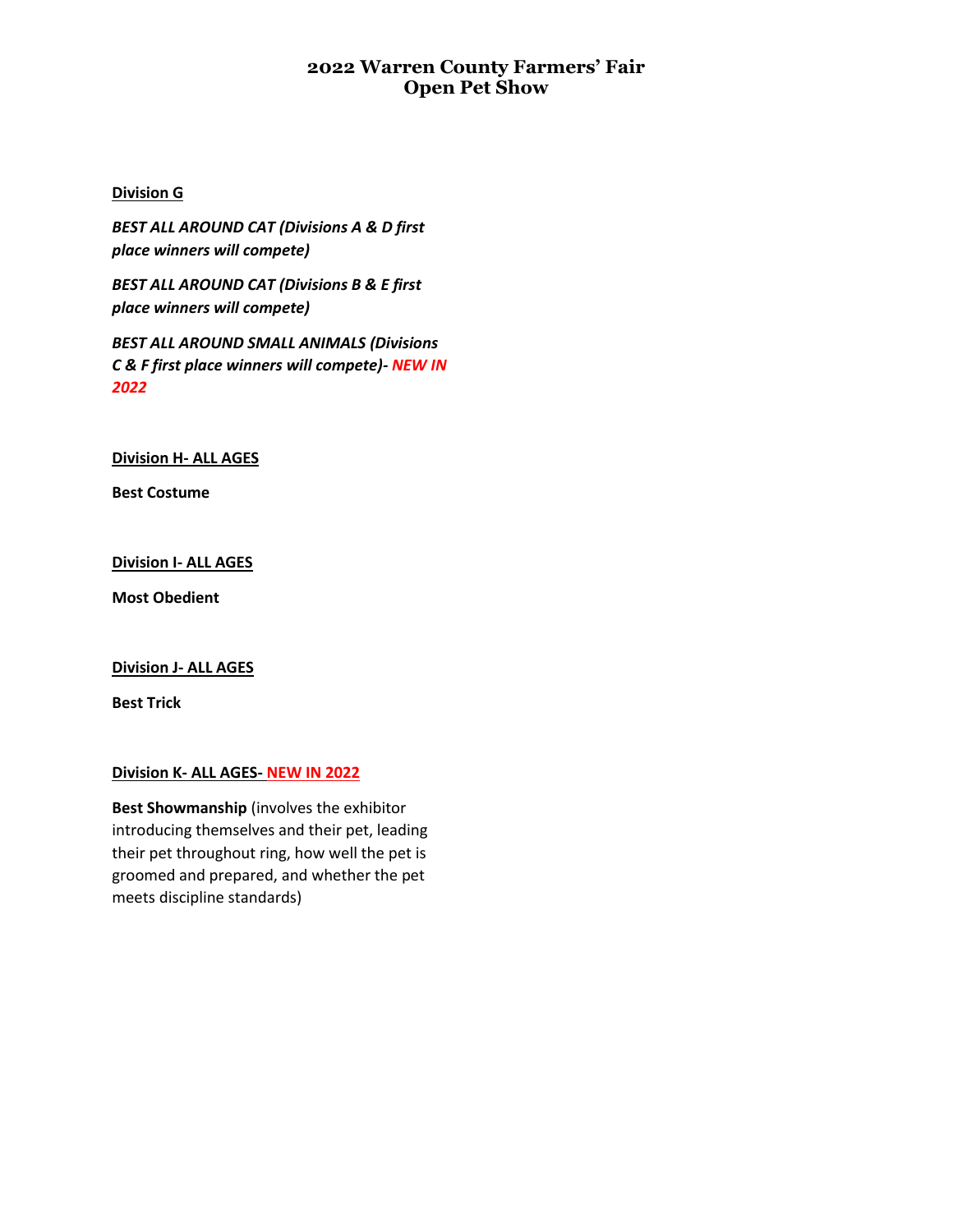# 2022 Warren County Farmers' Fair
# Open Pet Show

**Division G**

***BEST ALL AROUND CAT (Divisions A & D first place winners will compete)***

***BEST ALL AROUND CAT (Divisions B & E first place winners will compete)***

***BEST ALL AROUND SMALL ANIMALS (Divisions C & F first place winners will compete)- NEW IN 2022***

**Division H- ALL AGES**

**Best Costume**

**Division I- ALL AGES**

**Most Obedient**

**Division J- ALL AGES**

**Best Trick**

**Division K- ALL AGES- NEW IN 2022**

**Best Showmanship** (involves the exhibitor introducing themselves and their pet, leading their pet throughout ring, how well the pet is groomed and prepared, and whether the pet meets discipline standards)